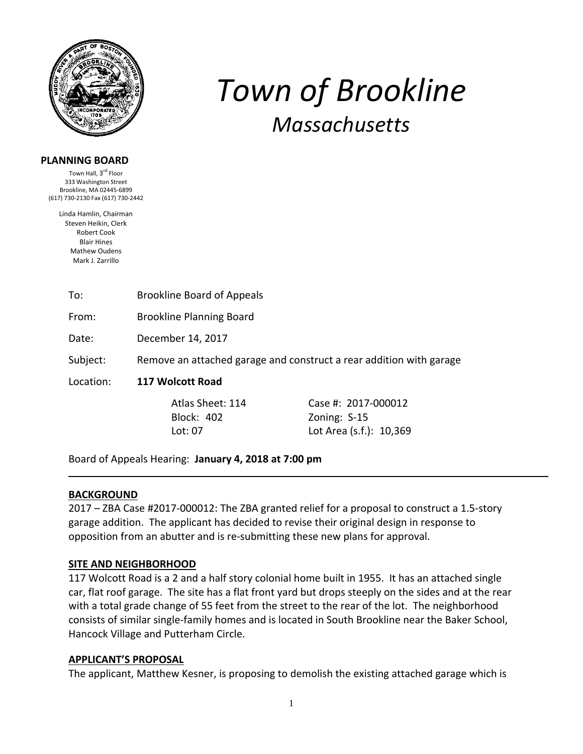# Town of Brookline

## Massachusetts

**PLANNING BOARD**

Town Hall, 3rd Floor
333 Washington Street
Brookline, MA 02445-6899
(617) 730-2130 Fax (617) 730-2442

Linda Hamlin, Chairman
Steven Heikin, Clerk
Robert Cook
Blair Hines
Mathew Oudens
Mark J. Zarrillo

| | |
|---|---|
| To: | Brookline Board of Appeals |
| From: | Brookline Planning Board |
| Date: | December 14, 2017 |
| Subject: | Remove an attached garage and construct a rear addition with garage |
| Location: | **117 Wolcott Road** |

| | |
|---|---|
| Atlas Sheet: 114 | Case #: 2017-000012 |
| Block: 402 | Zoning: S-15 |
| Lot: 07 | Lot Area (s.f.): 10,369 |

Board of Appeals Hearing: **January 4, 2018 at 7:00 pm**

---

**BACKGROUND**

2017 – ZBA Case #2017-000012: The ZBA granted relief for a proposal to construct a 1.5-story garage addition. The applicant has decided to revise their original design in response to opposition from an abutter and is re-submitting these new plans for approval.

**SITE AND NEIGHBORHOOD**

117 Wolcott Road is a 2 and a half story colonial home built in 1955. It has an attached single car, flat roof garage. The site has a flat front yard but drops steeply on the sides and at the rear with a total grade change of 55 feet from the street to the rear of the lot. The neighborhood consists of similar single-family homes and is located in South Brookline near the Baker School, Hancock Village and Putterham Circle.

**APPLICANT'S PROPOSAL**

The applicant, Matthew Kesner, is proposing to demolish the existing attached garage which is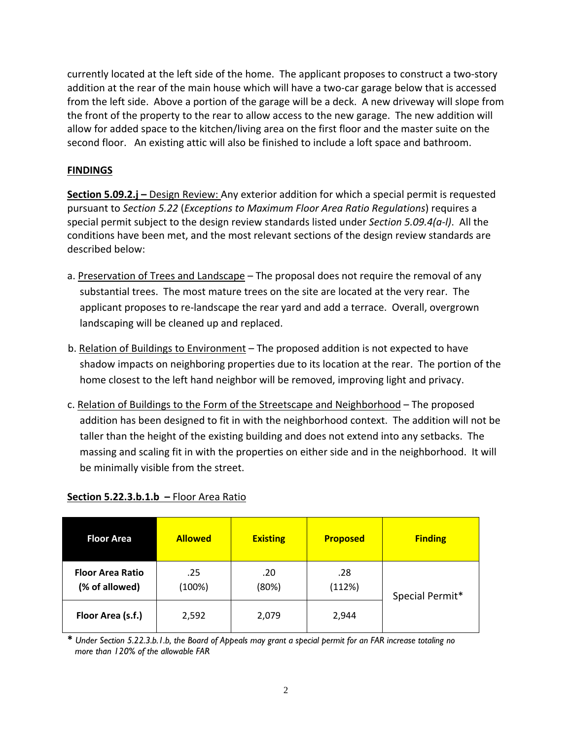currently located at the left side of the home. The applicant proposes to construct a two-story addition at the rear of the main house which will have a two-car garage below that is accessed from the left side. Above a portion of the garage will be a deck. A new driveway will slope from the front of the property to the rear to allow access to the new garage. The new addition will allow for added space to the kitchen/living area on the first floor and the master suite on the second floor. An existing attic will also be finished to include a loft space and bathroom.

## FINDINGS

**Section 5.09.2.j –** Design Review: Any exterior addition for which a special permit is requested pursuant to *Section 5.22* (*Exceptions to Maximum Floor Area Ratio Regulations*) requires a special permit subject to the design review standards listed under *Section 5.09.4(a-l)*. All the conditions have been met, and the most relevant sections of the design review standards are described below:

a. Preservation of Trees and Landscape – The proposal does not require the removal of any substantial trees. The most mature trees on the site are located at the very rear. The applicant proposes to re-landscape the rear yard and add a terrace. Overall, overgrown landscaping will be cleaned up and replaced.

b. Relation of Buildings to Environment – The proposed addition is not expected to have shadow impacts on neighboring properties due to its location at the rear. The portion of the home closest to the left hand neighbor will be removed, improving light and privacy.

c. Relation of Buildings to the Form of the Streetscape and Neighborhood – The proposed addition has been designed to fit in with the neighborhood context. The addition will not be taller than the height of the existing building and does not extend into any setbacks. The massing and scaling fit in with the properties on either side and in the neighborhood. It will be minimally visible from the street.

**Section 5.22.3.b.1.b –** Floor Area Ratio

| Floor Area | Allowed | Existing | Proposed | Finding |
|---|---|---|---|---|
| **Floor Area Ratio (% of allowed)** | .25 (100%) | .20 (80%) | .28 (112%) | Special Permit* |
| **Floor Area (s.f.)** | 2,592 | 2,079 | 2,944 | |

\* *Under Section 5.22.3.b.1.b, the Board of Appeals may grant a special permit for an FAR increase totaling no more than 120% of the allowable FAR*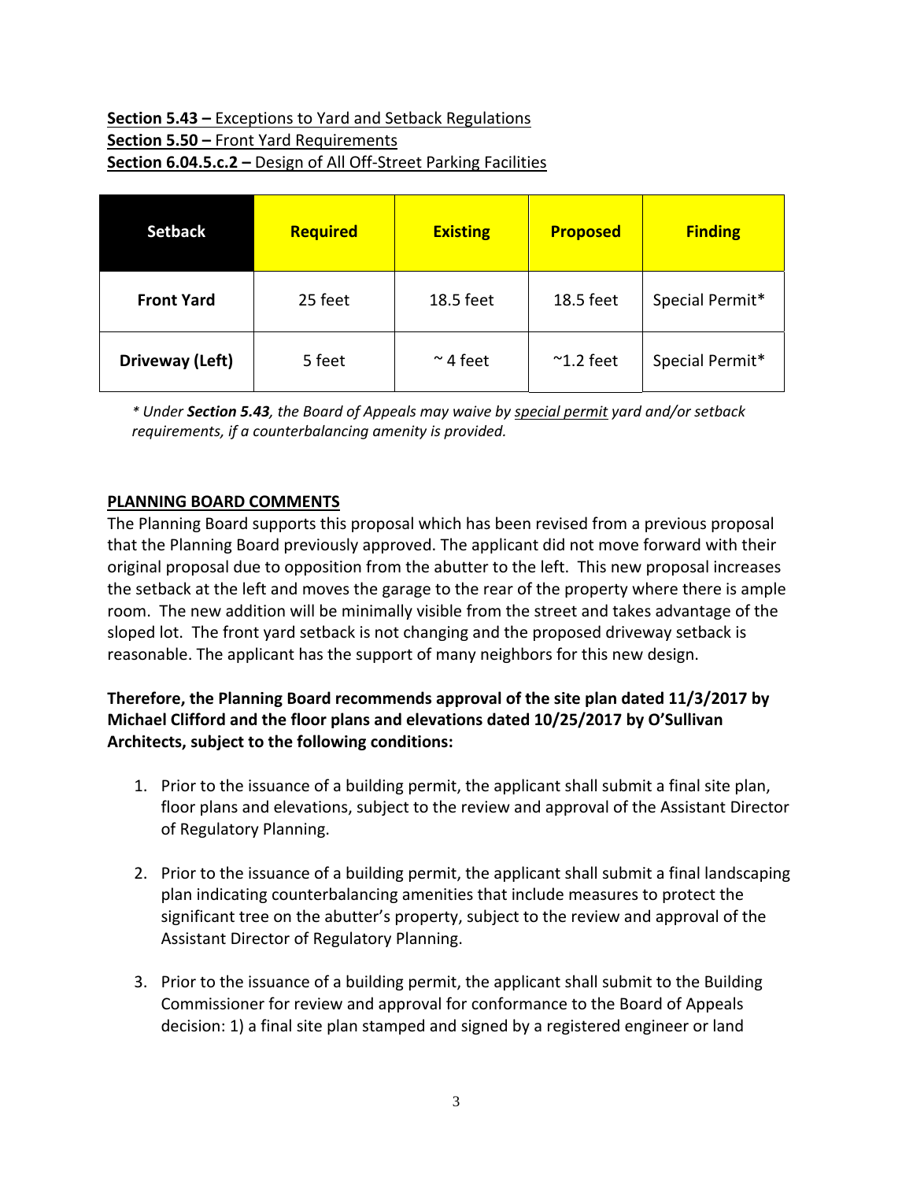**Section 5.43 –** Exceptions to Yard and Setback Regulations
**Section 5.50 –** Front Yard Requirements
**Section 6.04.5.c.2 –** Design of All Off-Street Parking Facilities

| Setback | Required | Existing | Proposed | Finding |
|---|---|---|---|---|
| **Front Yard** | 25 feet | 18.5 feet | 18.5 feet | Special Permit* |
| **Driveway (Left)** | 5 feet | ~ 4 feet | ~1.2 feet | Special Permit* |

*\* Under **Section 5.43**, the Board of Appeals may waive by special permit yard and/or setback requirements, if a counterbalancing amenity is provided.*

**PLANNING BOARD COMMENTS**

The Planning Board supports this proposal which has been revised from a previous proposal that the Planning Board previously approved. The applicant did not move forward with their original proposal due to opposition from the abutter to the left. This new proposal increases the setback at the left and moves the garage to the rear of the property where there is ample room. The new addition will be minimally visible from the street and takes advantage of the sloped lot. The front yard setback is not changing and the proposed driveway setback is reasonable. The applicant has the support of many neighbors for this new design.

**Therefore, the Planning Board recommends approval of the site plan dated 11/3/2017 by Michael Clifford and the floor plans and elevations dated 10/25/2017 by O'Sullivan Architects, subject to the following conditions:**

1. Prior to the issuance of a building permit, the applicant shall submit a final site plan, floor plans and elevations, subject to the review and approval of the Assistant Director of Regulatory Planning.

2. Prior to the issuance of a building permit, the applicant shall submit a final landscaping plan indicating counterbalancing amenities that include measures to protect the significant tree on the abutter's property, subject to the review and approval of the Assistant Director of Regulatory Planning.

3. Prior to the issuance of a building permit, the applicant shall submit to the Building Commissioner for review and approval for conformance to the Board of Appeals decision: 1) a final site plan stamped and signed by a registered engineer or land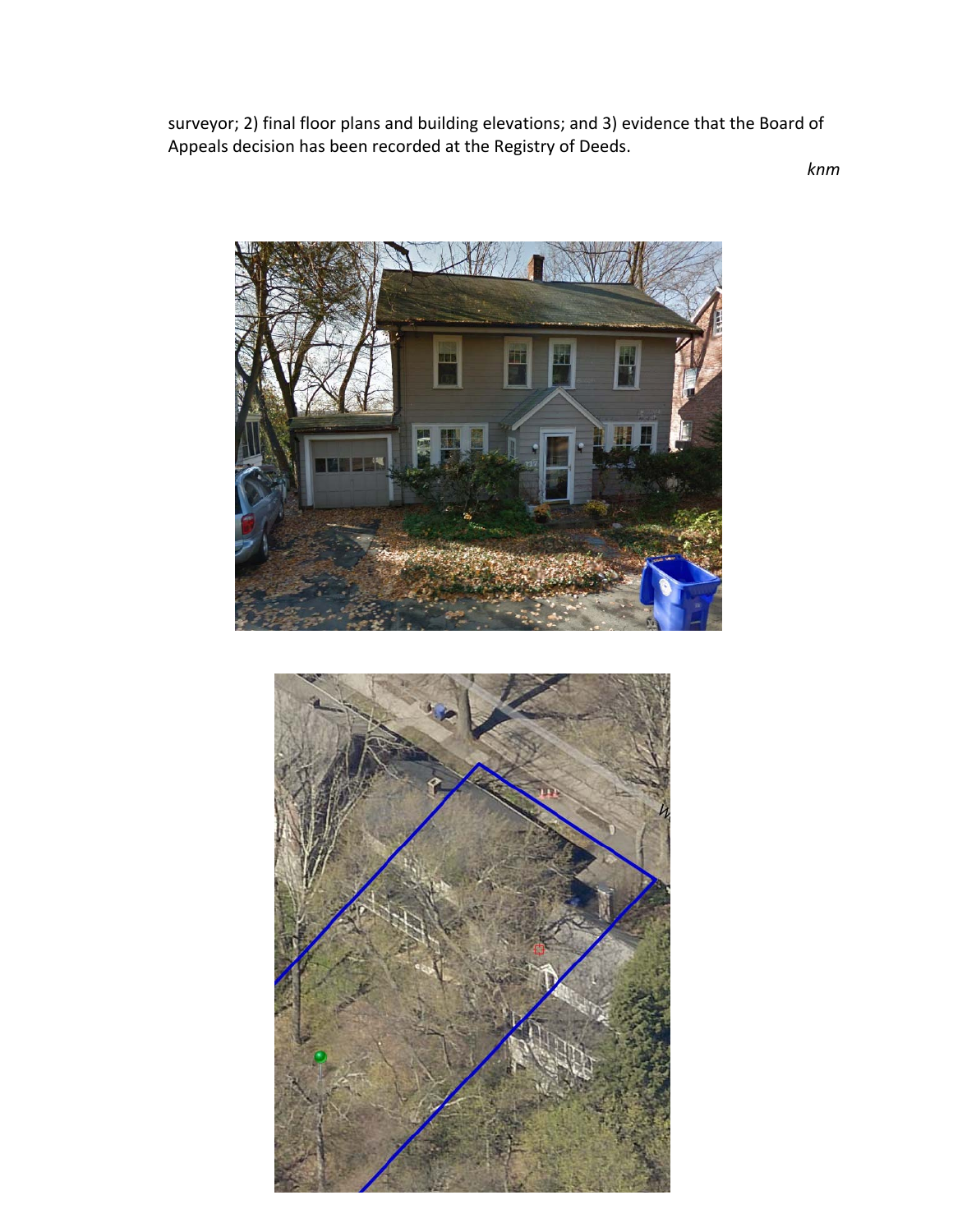surveyor; 2) final floor plans and building elevations; and 3) evidence that the Board of Appeals decision has been recorded at the Registry of Deeds.

*knm*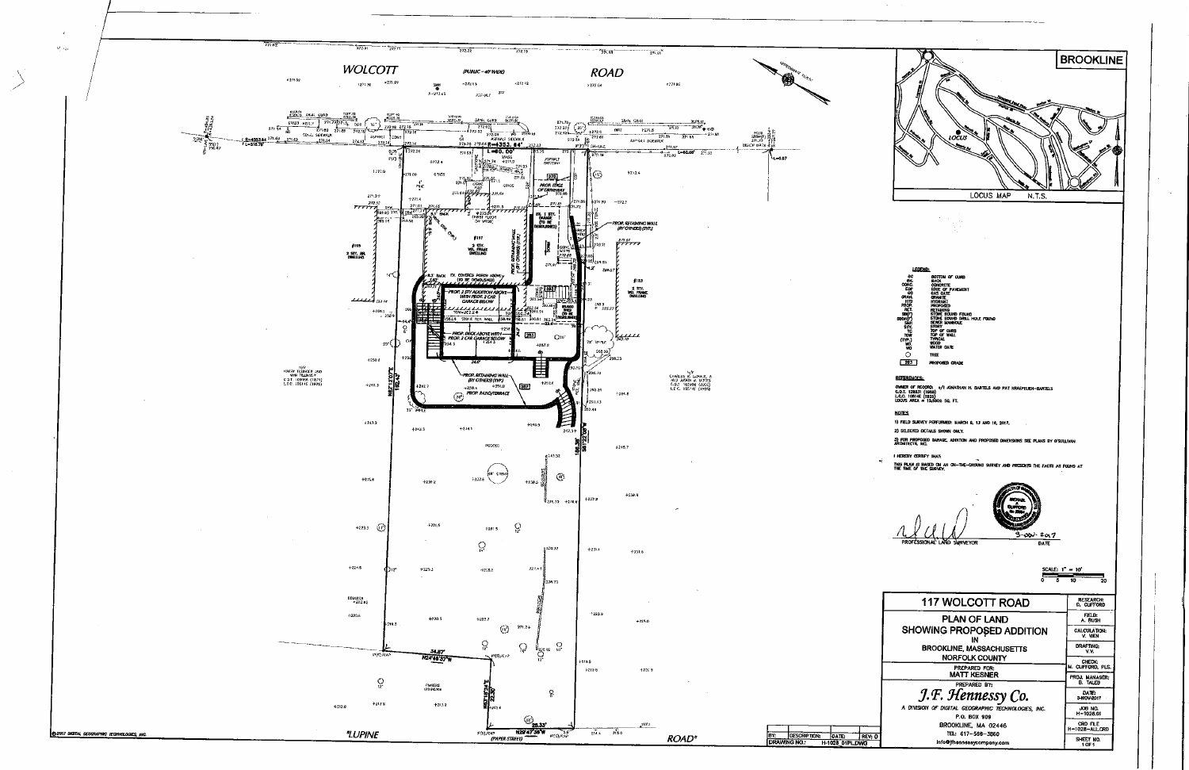WOLCOTT ROAD

(PUBLIC – 40' WIDE)

BROOKLINE

LOCUS MAP N.T.S.

**LEGEND:**

- BC — BOTTOM OF CURB
- BK. — BACK
- CONC. — CONCRETE
- EOP — EDGE OF PAVEMENT
- GG — GAS GATE
- GRAN. — GRANITE
- HYD — HYDRANT
- PROP. — PROPOSED
- RET. — RETAINING
- SB(F) — STONE BOUND FOUND
- SBDH(F) — STONE BOUND DRILL HOLE FOUND
- SMH — SEWER MANHOLE
- STY. — STORY
- TC — TOP OF CURB
- TOW — TOP OF WALL
- (TYP.) — TYPICAL
- WD. — WOOD
- WG — WATER GATE
- TREE
- PROPOSED GRADE

**REFERENCES:**

OWNER OF RECORD: s/f JONATHAN H. BARTELS AND PAT KRAEPELIEN-BARTELS
C.D.T. 129331 (1998)
L.C.C. 10614E (1925)
LOCUS AREA = 10,600± SQ. FT.

**NOTES**

1) FIELD SURVEY PERFORMED MARCH 8, 13 AND 16, 2017.

2) SELECTED DETAILS SHOWN ONLY.

3) FOR PROPOSED GARAGE, ADDITION AND PROPOSED DIMENSIONS SEE PLANS BY O'SULLIVAN ARCHITECTS, INC.

I HEREBY CERTIFY THAT:

THIS PLAN IS BASED ON AN ON-THE-GROUND SURVEY AND PRESENTS THE FACTS AS FOUND AT THE TIME OF THE SURVEY.

PROFESSIONAL LAND SURVEYOR — DATE: 3-NOV-2017

SCALE: 1" = 10'

**117 WOLCOTT ROAD**

**PLAN OF LAND SHOWING PROPOSED ADDITION IN BROOKLINE, MASSACHUSETTS NORFOLK COUNTY**

PREPARED FOR: **MATT KESNER**

PREPARED BY: **J.F. Hennessy Co.**

A DIVISION OF DIGITAL GEOGRAPHIC TECHNOLOGIES, INC.
P.O. BOX 909
BROOKLINE, MA 02446
TEL: 617-566-3860
info@jfhennessycompany.com

| | |
|---|---|
| RESEARCH: | D. CLIFFORD |
| FIELD: | A. RUSH |
| CALCULATION: | V. VIEN |
| DRAFTING: | V.V. |
| CHECK: | M. CLIFFORD, PLS. |
| PROJ. MANAGER: | B. TALEB |
| DATE: | 3-NOV-2017 |
| JOB NO. | H-1028.01 |
| CRD FILE | H-1028-ALL.CRD |
| SHEET NO. | 1 OF 1 |

| BY: | DESCRIPTION: | DATE: | REV: 0 |
|---|---|---|---|
| DRAWING NO.: | H-1028_01PL.DWG | | |

#117 2 STY. WD. FRAME DWELLING

#123 2 STY. WD. FRAME DWELLING

#115 2 STY. WD. DWELLING

PROP. 2 STY ADDITION ABOVE WITH PROP. 2 CAR GARAGE BELOW

PROP. DECK ABOVE WITH PROP. 2 CAR GARAGE BELOW

PROP. RETAINING WALL (BY OTHERS)(TYP.)

PROP. PATIO/TERRACE

PROP. EDGE OF DRIVEWAY

EX. 1 STY. GARAGE (TO BE DEMOLISHED)

EX. COVERED PORCH ABOVE (TO BE DEMOLISHED)

L=60.00'

R=4353.84'

N63°12'07"E 169.55'

S63°22'06"W 185.36'

N24°48'27"W 34.87'

N63°18'24"E 32.20'

N29°47'36"W 25.33'

"LUPINE ROAD" (PAPER STREET)

© 2017 DIGITAL GEOGRAPHIC TECHNOLOGIES, INC.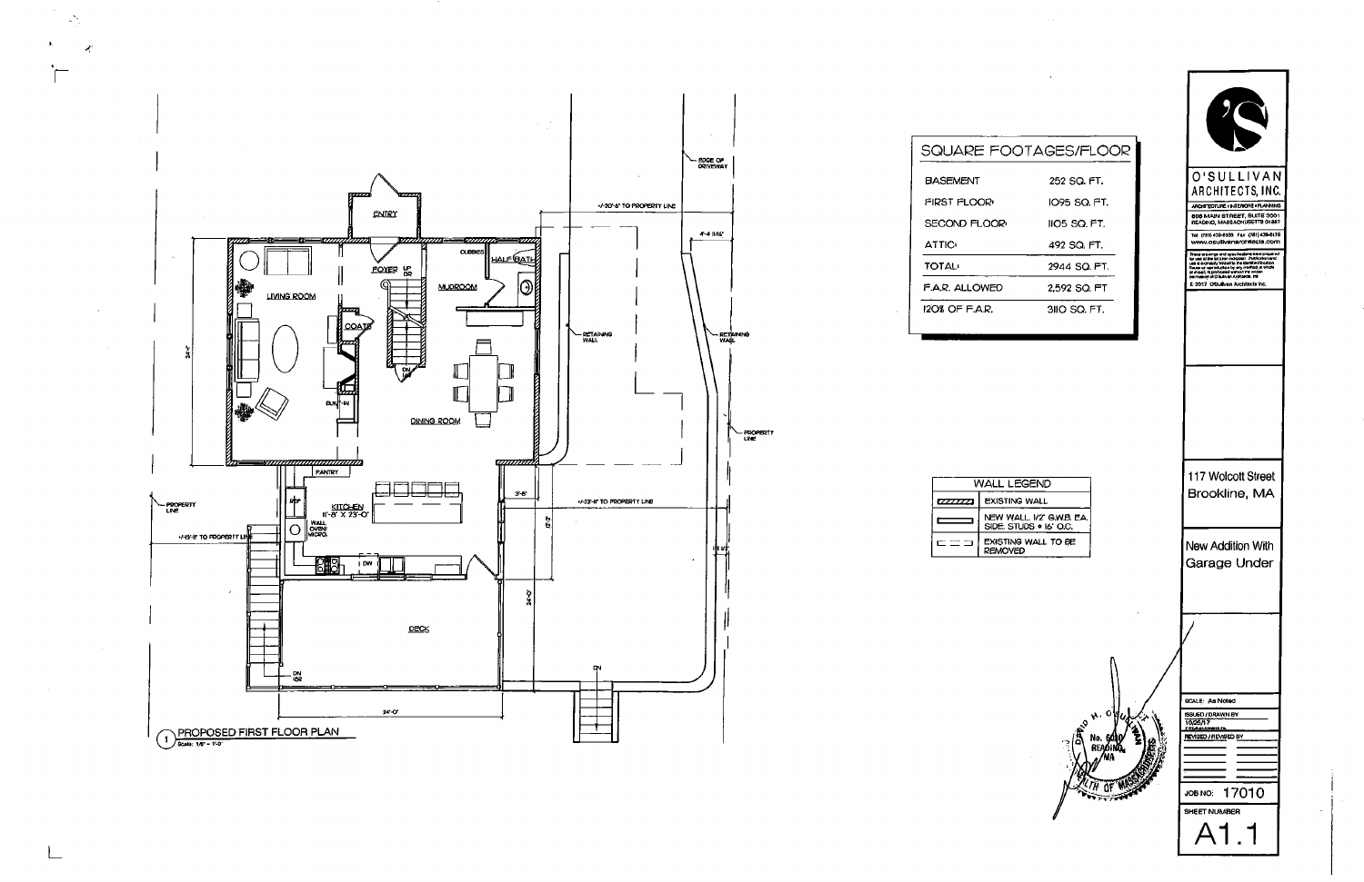## SQUARE FOOTAGES/FLOOR

| | |
|---|---|
| BASEMENT | 252 SQ. FT. |
| FIRST FLOOR: | 1095 SQ. FT. |
| SECOND FLOOR: | 1105 SQ. FT. |
| ATTIC: | 492 SQ. FT. |
| TOTAL: | 2944 SQ. FT. |
| F.A.R. ALLOWED | 2,592 SQ. FT. |
| 120% OF F.A.R. | 3110 SQ. FT. |

## WALL LEGEND

| | |
|---|---|
| EXISTING WALL | |
| NEW WALL. 1/2" G.W.B. EA. SIDE. STUDS @ 16" O.C. | |
| EXISTING WALL TO BE REMOVED | |

ENTRY
FOYER UP 15R
LIVING ROOM
COATS
MUDROOM
CUBBIES
HALF BATH
DN
BUILT-IN
DINING ROOM
PANTRY
REF
KITCHEN 11'-8" X 23'-0"
WALL OVEN/ MICRO.
DW
DECK
DN 15R
DN
24'-1"
24'-0"
24'-0"
12'-2"
3'-6"
4'-4 11/16"
+/-20'-6" TO PROPERTY LINE
+/-23'-11" TO PROPERTY LINE
+/-15'-3" TO PROPERTY LINE
EDGE OF DRIVEWAY
RETAINING WALL
RETAINING WALL
PROPERTY LINE
PROPERTY LINE

1 PROPOSED FIRST FLOOR PLAN
Scale: 1/8" = 1'-0"

O'SULLIVAN ARCHITECTS, INC.
ARCHITECTURE • INTERIORS • PLANNING
606 MAIN STREET, SUITE 3001
READING, MASSACHUSETTS 01867
Tel (781) 439-6335 Fax (781) 439-6176
www.osullivanarchitects.com

© 2017 O'Sullivan Architects Inc.

117 Wolcott Street
Brookline, MA

New Addition With Garage Under

SCALE: As Noted
ISSUED / DRAWN BY
10/05/17
REVISED / REVISED BY

JOB NO: 17010
SHEET NUMBER
A1.1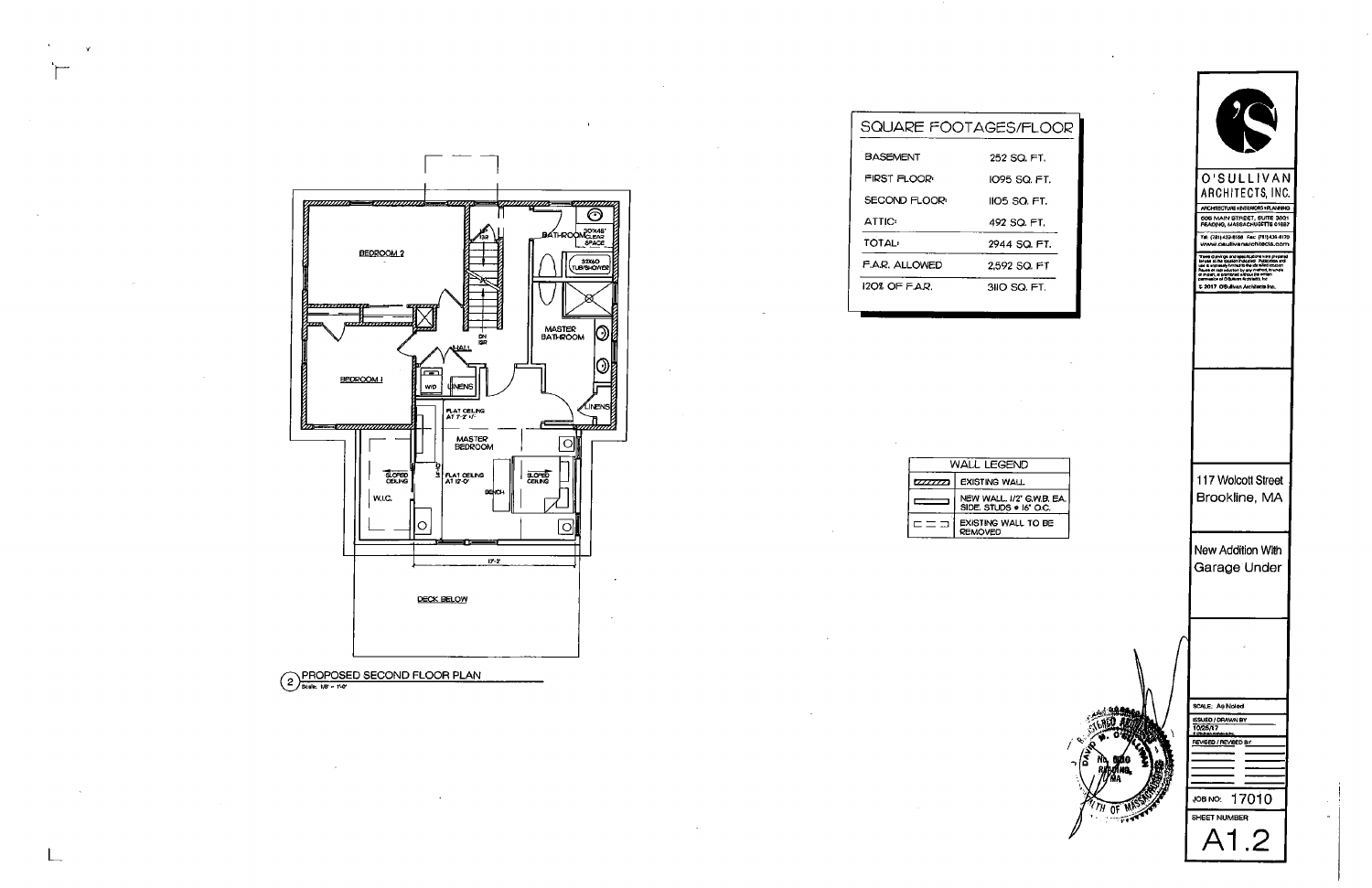| SQUARE FOOTAGES/FLOOR | |
|---|---|
| BASEMENT | 252 SQ. FT. |
| FIRST FLOOR: | 1095 SQ. FT. |
| SECOND FLOOR: | 1105 SQ. FT. |
| ATTIC: | 492 SQ. FT. |
| TOTAL: | 2944 SQ. FT. |
| F.A.R. ALLOWED | 2,592 SQ. FT |
| 120% OF F.A.R. | 3110 SQ. FT. |

| WALL LEGEND | |
|---|---|
| | EXISTING WALL |
| | NEW WALL. 1/2" G.W.B. EA. SIDE. STUDS @ 16" O.C. |
| | EXISTING WALL TO BE REMOVED |

BEDROOM 2

BEDROOM 1

HALL

W/D

LINENS

DN 13R

UP 13R

BATHROOM

30"X48" CLEAR SPACE

32X60 TUB/SHOWER

MASTER BATHROOM

LINENS

FLAT CEILING AT 7'-2" +/-

MASTER BEDROOM

SLOPED CEILING

W.I.C.

FLAT CEILING AT 12'-0"

BENCH

SLOPED CEILING

17'-2"

DECK BELOW

2 PROPOSED SECOND FLOOR PLAN

Scale: 1/8" = 1'-0"

O'SULLIVAN ARCHITECTS, INC.

ARCHITECTURE • INTERIORS • PLANNING

606 MAIN STREET, SUITE 3001 READING, MASSACHUSETTS 01867

Tel: (781) 439-6166 Fax: (781) 439-6170

www.osullivanarchitects.com

© 2017 O'Sullivan Architects Inc.

117 Wolcott Street

Brookline, MA

New Addition With Garage Under

SCALE: As Noted

ISSUED / DRAWN BY

10/25/17

REVISED / REVISED BY

JOB NO: 17010

SHEET NUMBER

A1.2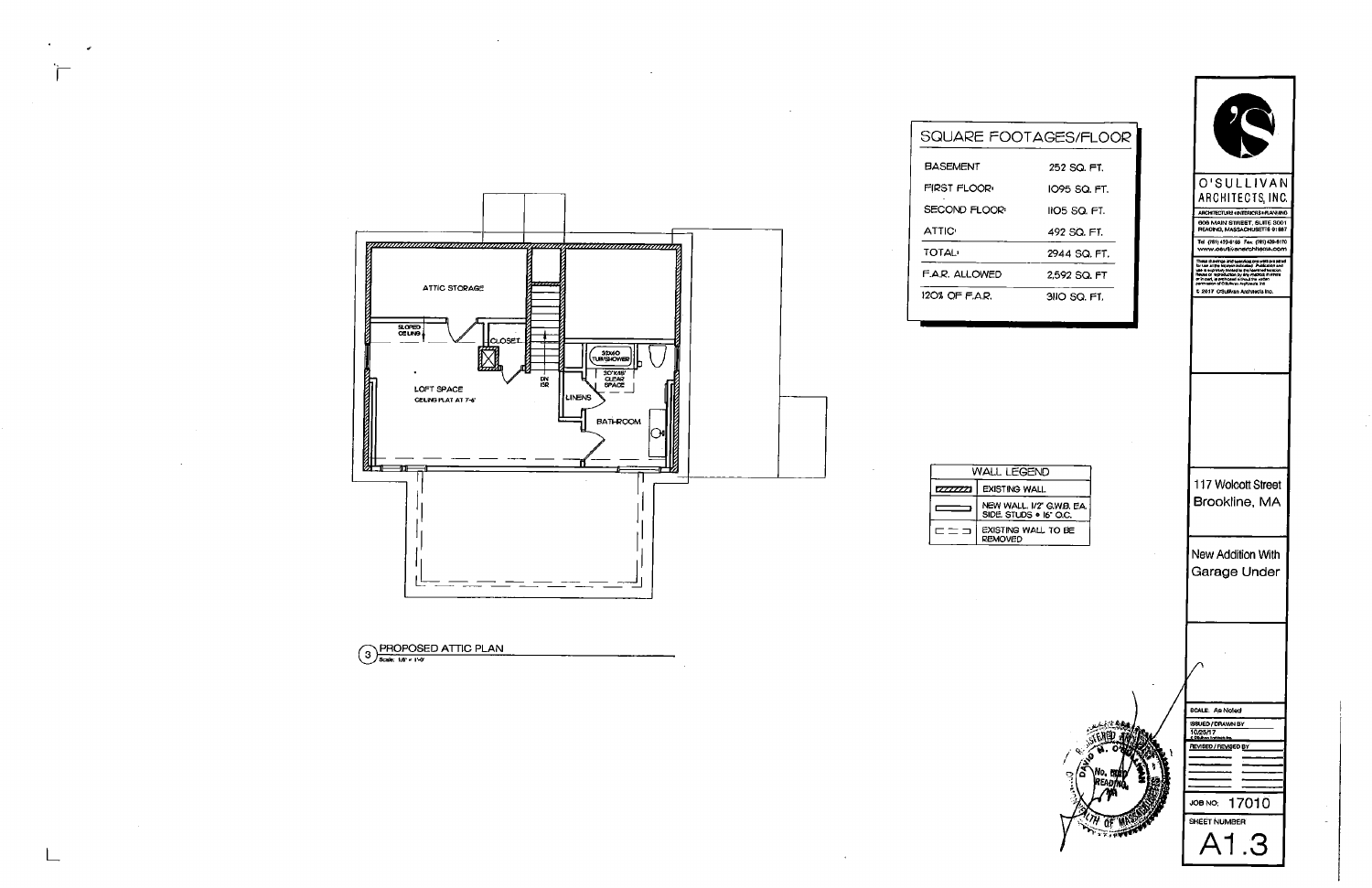ATTIC STORAGE

SLOPED CEILING

CLOSET

LOFT SPACE
CEILING FLAT AT 7'-6"

DN 15R

32x60 TUB/SHOWER

30"X48" CLEAR SPACE

LINENS

BATHROOM

3 PROPOSED ATTIC PLAN
Scale: 1/8" = 1'-0"

| SQUARE FOOTAGES/FLOOR | |
|---|---|
| BASEMENT | 252 SQ. FT. |
| FIRST FLOOR: | 1095 SQ. FT. |
| SECOND FLOOR: | 1105 SQ. FT. |
| ATTIC: | 492 SQ. FT. |
| TOTAL: | 2944 SQ. FT. |
| F.A.R. ALLOWED | 2,592 SQ. FT |
| 120% OF F.A.R. | 3110 SQ. FT. |

| WALL LEGEND | |
|---|---|
| | EXISTING WALL |
| | NEW WALL. 1/2" G.W.B. EA. SIDE. STUDS @ 16" O.C. |
| | EXISTING WALL TO BE REMOVED |

O'SULLIVAN ARCHITECTS, INC.
ARCHITECTURE • INTERIORS • PLANNING
608 MAIN STREET, SUITE 3001
READING, MASSACHUSETTS 01867
Tel (781) 439-6166 Fax (781) 439-6170
www.osullivanarchitects.com

These drawings and specifications are the property of O'Sullivan Architects Inc. and are not to be used or reproduced in whole or in part without the written permission of O'Sullivan Architects Inc.

© 2017 O'Sullivan Architects Inc.

117 Wolcott Street
Brookline, MA

New Addition With Garage Under

SCALE: As Noted
ISSUED / DRAWN BY
10/25/17
REVISED / REVISED BY

JOB NO: 17010
SHEET NUMBER
A1.3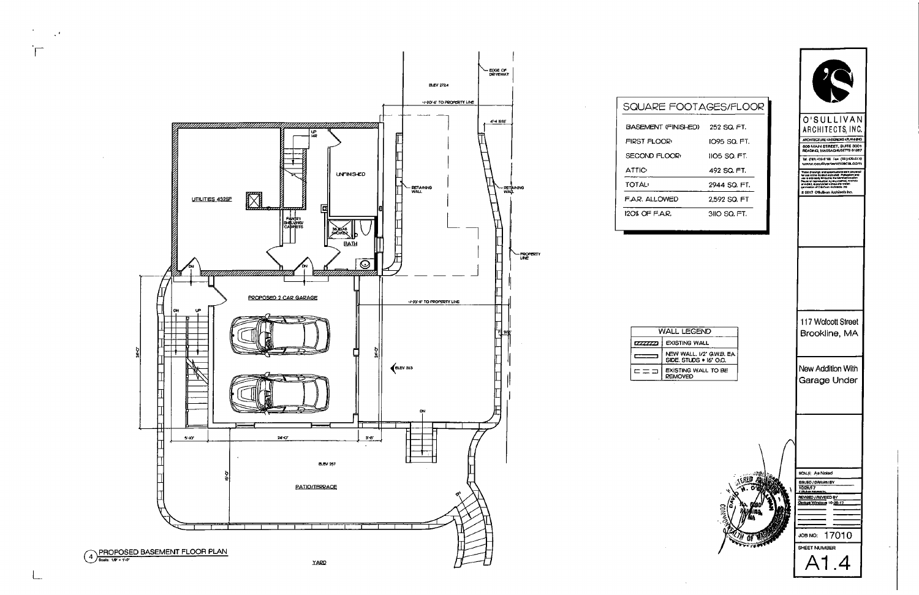# PROPOSED BASEMENT FLOOR PLAN

Scale: 1/8" = 1'-0"

ELEV 272.4

+/-20'-6" TO PROPERTY LINE

EDGE OF DRIVEWAY

4'-4 11/16"

RETAINING WALL

RETAINING WALL

PROPERTY LINE

UTILITIES 432SF

UP

UNFINISHED

PANTRY SHELVING/ CABINETS

36 X 48 SHOWER

BATH

DN

DN

PROPOSED 2 CAR GARAGE

+/-23'-6" TO PROPERTY LINE

ELEV 263

DN

UP

24'-0"

24'-0"

5'-10"

24'-0"

3'-8"

15'-0"

ELEV 257

PATIO/TERRACE

DN

YARD

| SQUARE FOOTAGES/FLOOR | |
|---|---|
| BASEMENT (FINISHED) | 252 SQ. FT. |
| FIRST FLOOR: | 1095 SQ. FT. |
| SECOND FLOOR: | 1105 SQ. FT. |
| ATTIC: | 492 SQ. FT. |
| TOTAL: | 2944 SQ. FT. |
| F.A.R. ALLOWED | 2,592 SQ. FT |
| 120% OF F.A.R. | 3110 SQ. FT. |

| WALL LEGEND | |
|---|---|
| (hatched) | EXISTING WALL |
| (solid) | NEW WALL, 1/2" G.W.B. EA SIDE, STUDS @ 16" O.C. |
| (dashed) | EXISTING WALL TO BE REMOVED |

O'SULLIVAN ARCHITECTS, INC.

ARCHITECTURE | INTERIORS | PLANNING

606 MAIN STREET, SUITE 3001 READING, MASSACHUSETTS 01867

Tel: (781) 439-6166 Fax: (781) 439-6110 www.osullivanarchitects.com

© 2017 O'Sullivan Architects Inc.

117 Wolcott Street Brookline, MA

New Addition With Garage Under

SCALE: As Noted

ISSUED / DRAWN BY 10/05/17

REVISED / REVISED BY Garage Windows 10-26-17

JOB NO: 17010

SHEET NUMBER A1.4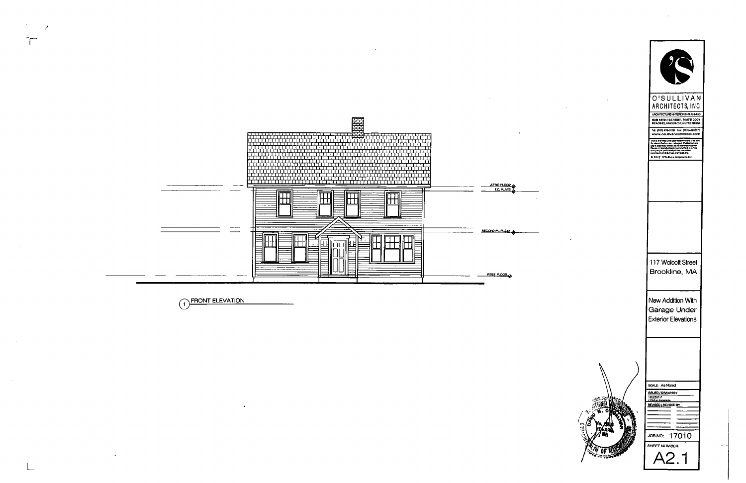ATTIC FLOOR

T.O. PLATE

SECOND FL. PLATE

FIRST FLOOR

1 FRONT ELEVATION

O'SULLIVAN ARCHITECTS, INC.

ARCHITECTURE INTERIORS PLANNING

606 MAIN STREET, SUITE 3001
READING, MASSACHUSETTS 01867

Tel: (781) 439-6126 Fax: (781) 439-6170
www.osullivanarchitects.com

These drawings and specifications were prepared for use at the location indicated. Publication and use is expressly limited to the identified location. Reuse or reproduction by any method, in whole or in part, is prohibited without the written permission of O'Sullivan Architects, Inc.

© 2017 O'Sullivan Architects Inc.

117 Wolcott Street
Brookline, MA

New Addition With Garage Under
Exterior Elevations

SCALE: As Noted

ISSUED / DRAWN BY
10/26/17

REVISED / REVISED BY

JOB NO: 17010

SHEET NUMBER

A2.1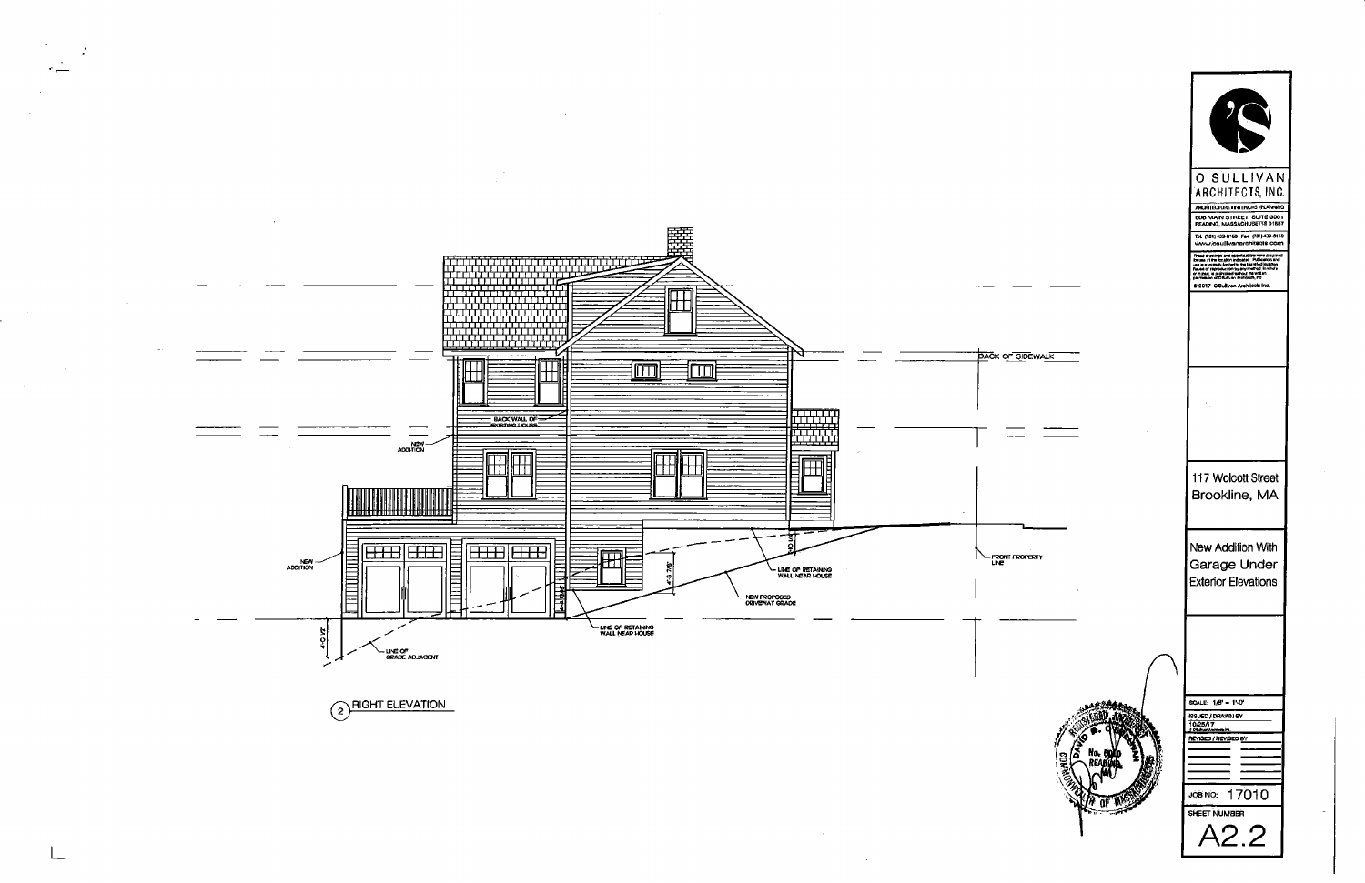BACK OF SIDEWALK

BACK WALL OF EXISTING HOUSE

NEW ADDITION

NEW ADDITION

FRONT PROPERTY LINE

LINE OF RETAINING WALL NEAR HOUSE

NEW PROPOSED DRIVEWAY GRADE

LINE OF RETAINING WALL NEAR HOUSE

LINE OF GRADE ADJACENT

4'-3 7/8"

4'-0 1/2"

## 2 RIGHT ELEVATION

O'SULLIVAN ARCHITECTS, INC.

ARCHITECTURE • INTERIORS • PLANNING

606 MAIN STREET, SUITE 3001
READING, MASSACHUSETTS 01867

Tel (781) 439-8168 Fax (781) 439-8130
www.osullivanarchitects.com

These drawings and specifications were prepared for use of the location indicated. Publication and use is expressly limited to the identified location. Reuse of reproduction by any method in whole or in part, is prohibited without the written permission of O'Sullivan Architects, Inc.

© 2017 O'Sullivan Architects Inc.

117 Wolcott Street
Brookline, MA

New Addition With Garage Under
Exterior Elevations

SCALE: 1/8" = 1'-0"

ISSUED / DRAWN BY
10/25/17

REVISED / REVISED BY

JOB NO: 17010

SHEET NUMBER
A2.2

REGISTERED ARCHITECT
DAVID S. O'SULLIVAN
No. 6000
READING
COMMONWEALTH OF MASSACHUSETTS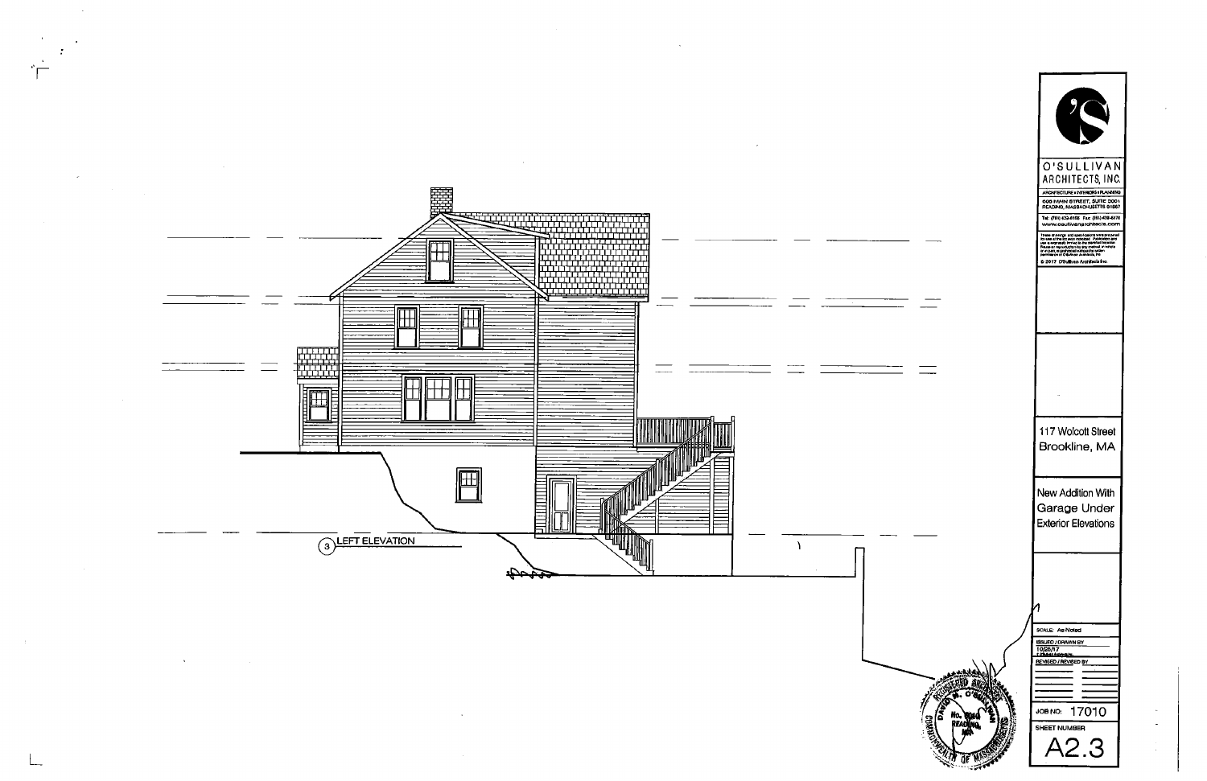3 LEFT ELEVATION

O'SULLIVAN ARCHITECTS, INC.

ARCHITECTURE • INTERIORS • PLANNING

606 MAIN STREET, SUITE 3001
READING, MASSACHUSETTS 01867

Tel: (781) 439-6165 Fax: (781) 439-6170
www.osullivanarchitects.com

© 2017 O'Sullivan Architects Inc

117 Wolcott Street
Brookline, MA

New Addition With
Garage Under
Exterior Elevations

SCALE: As Noted

ISSUED / DRAWN BY
10/26/17

REVISED / REVISED BY

JOB NO: 17010

SHEET NUMBER

A2.3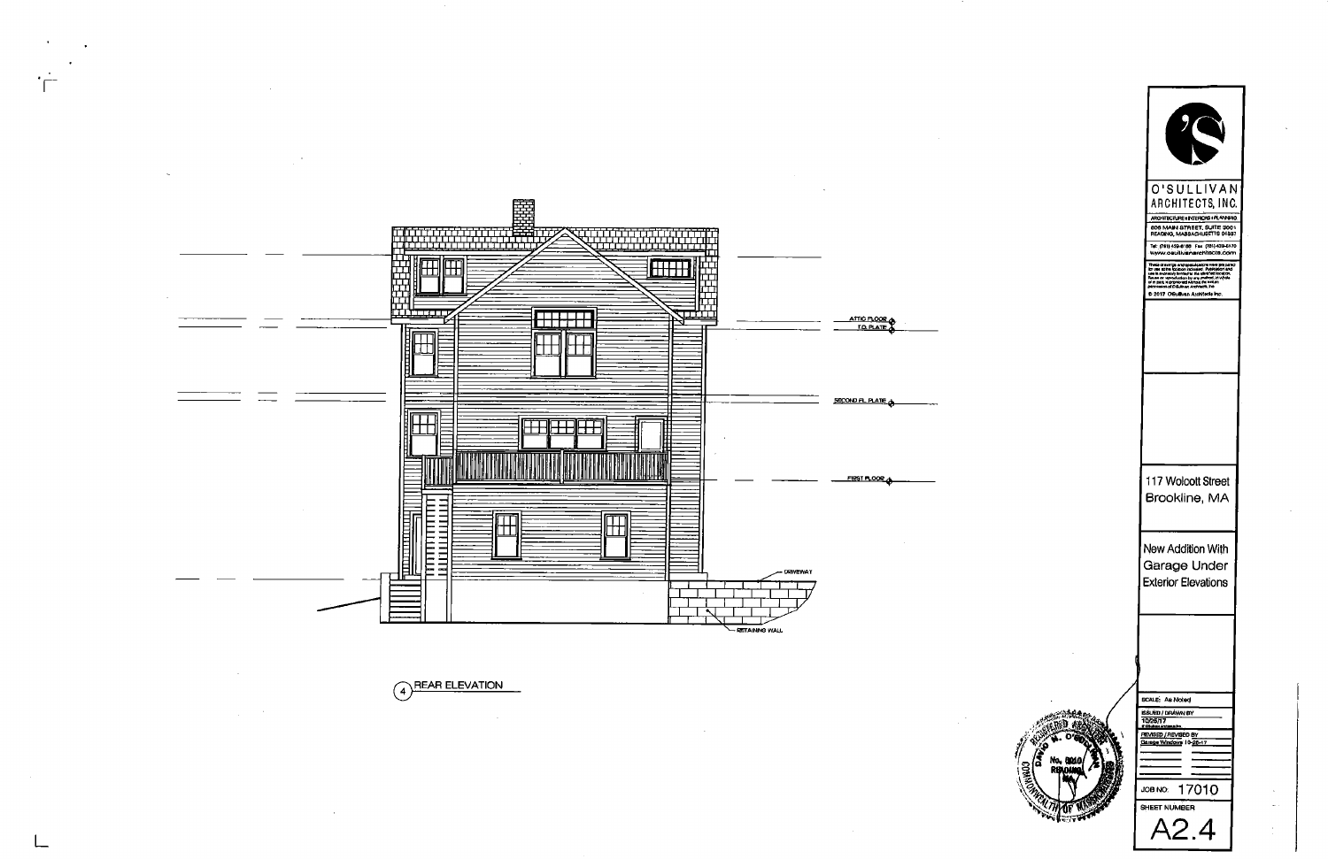ATTIC FLOOR

T.O. PLATE

SECOND FL. PLATE

FIRST FLOOR

DRIVEWAY

RETAINING WALL

4 REAR ELEVATION

O'SULLIVAN ARCHITECTS, INC.

ARCHITECTURE • INTERIORS • PLANNING

606 MAIN STREET, SUITE 3001
READING, MASSACHUSETTS 01867

Tel. (781) 439-6166 Fax (781) 439-6170
www.osullivanarchitects.com

These drawings and specifications were prepared for use at the location indicated. Publication and use is expressly limited to the identified location. Reuse or reproduction by any method, in whole or in part, is prohibited without the written permission of O'Sullivan Architects, Inc.

© 2017 O'Sullivan Architects Inc.

117 Wolcott Street
Brookline, MA

New Addition With
Garage Under
Exterior Elevations

SCALE: As Noted

ISSUED / DRAWN BY
10/05/17

REVISED / REVISED BY
Garage Windows 10-25-17

JOB NO: 17010

SHEET NUMBER

A2.4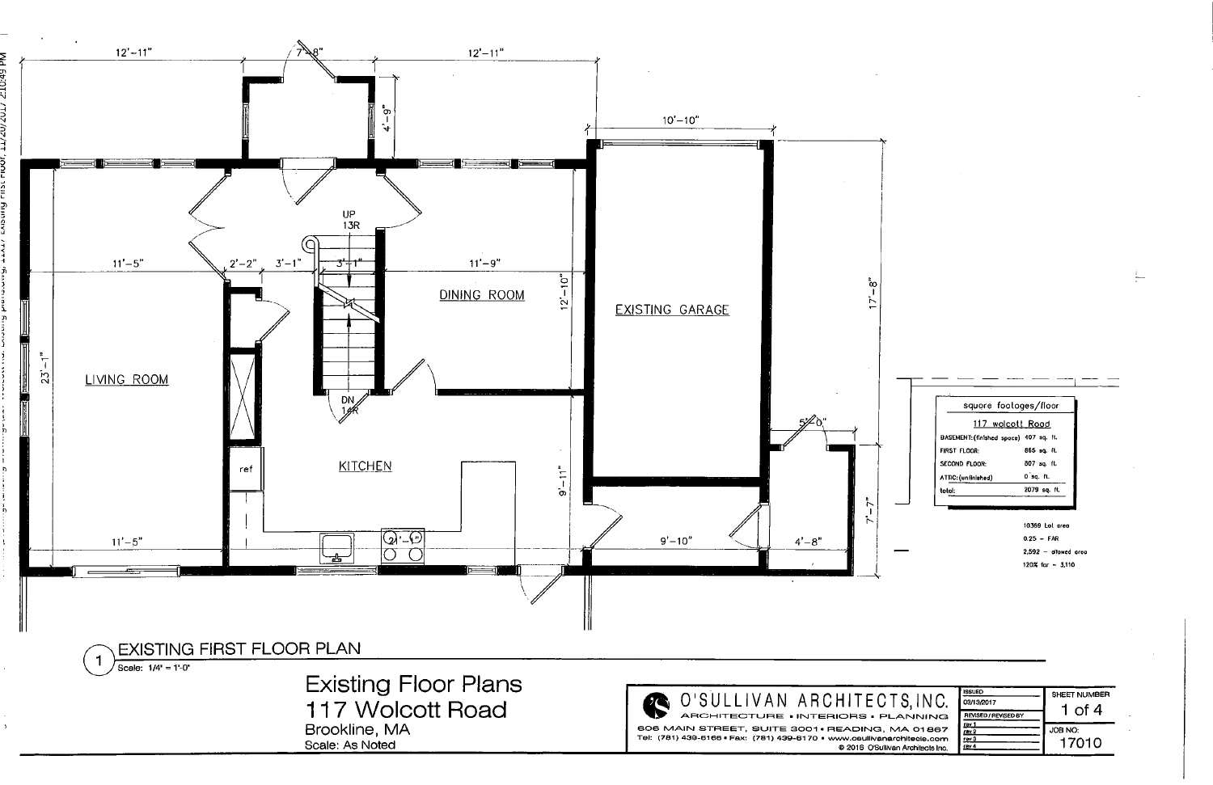12'-11" 7'-8" 12'-11"

4'-9"

10'-10"

UP 13R

11'-5" 2'-2" 3'-1" 3'-1" 11'-9"

DINING ROOM

12'-10"

EXISTING GARAGE

17'-8"

23'-1"

LIVING ROOM

DN 14R

5'-0"

ref

KITCHEN

9'-11"

7'-7"

11'-5" 2'-1" 9'-10" 4'-8"

| square footages/floor | |
|---|---|
| 117 wolcott Road | |
| BASEMENT:(finished space) | 407 sq. ft. |
| FIRST FLOOR: | 865 sq. ft. |
| SECOND FLOOR: | 807 sq. ft. |
| ATTIC:(unfinished) | 0 sq. ft. |
| total: | 2079 sq. ft. |

10359 Lot area
0.25 – FAR
2,592 – allowed area
120% far – 3,110

## 1 EXISTING FIRST FLOOR PLAN

Scale: 1/4" = 1'-0"

# Existing Floor Plans
## 117 Wolcott Road

Brookline, MA
Scale: As Noted

O'SULLIVAN ARCHITECTS, INC.
ARCHITECTURE • INTERIORS • PLANNING
606 MAIN STREET, SUITE 3001 • READING, MA 01867
Tel: (781) 439-6166 • Fax: (781) 439-6170 • www.osullivanarchitects.com
© 2016 O'Sullivan Architects Inc.

| ISSUED | |
|---|---|
| 03/13/2017 | |
| REVISED / REVISED BY | |
| rev 1 | |
| rev 2 | |
| rev 3 | |
| rev 4 | |

SHEET NUMBER
1 of 4

JOB NO:
17010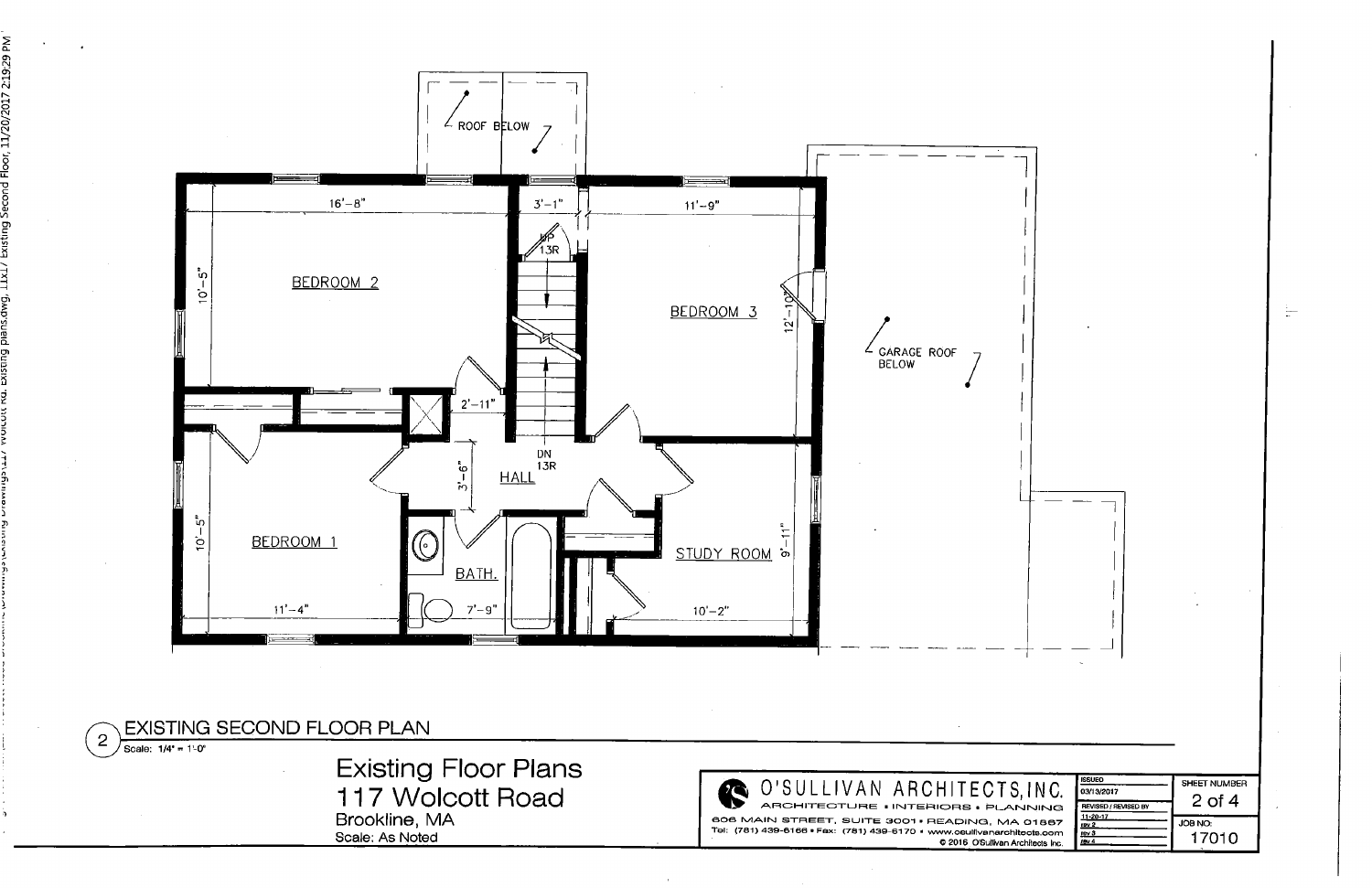ROOF BELOW

16'–8"

3'–1"

11'–9"

UP 13R

10'–5"

BEDROOM 2

BEDROOM 3

12'–10"

GARAGE ROOF BELOW

2'–11"

DN 13R

3'–6"

HALL

10'–5"

BEDROOM 1

BATH.

STUDY ROOM

9'–11"

11'–4"

7'–9"

10'–2"

## 2 EXISTING SECOND FLOOR PLAN

Scale: 1/4" = 1'-0"

# Existing Floor Plans
# 117 Wolcott Road

Brookline, MA

Scale: As Noted

O'SULLIVAN ARCHITECTS, INC.

ARCHITECTURE • INTERIORS • PLANNING

606 MAIN STREET, SUITE 3001 • READING, MA 01867

Tel: (781) 439-6166 • Fax: (781) 439-6170 • www.osullivanarchitects.com

© 2016 O'Sullivan Architects Inc.

ISSUED: 03/13/2017

REVISED / REVISED BY: 11-20-17, rev 2, rev 3, rev 4

SHEET NUMBER: 2 of 4

JOB NO: 17010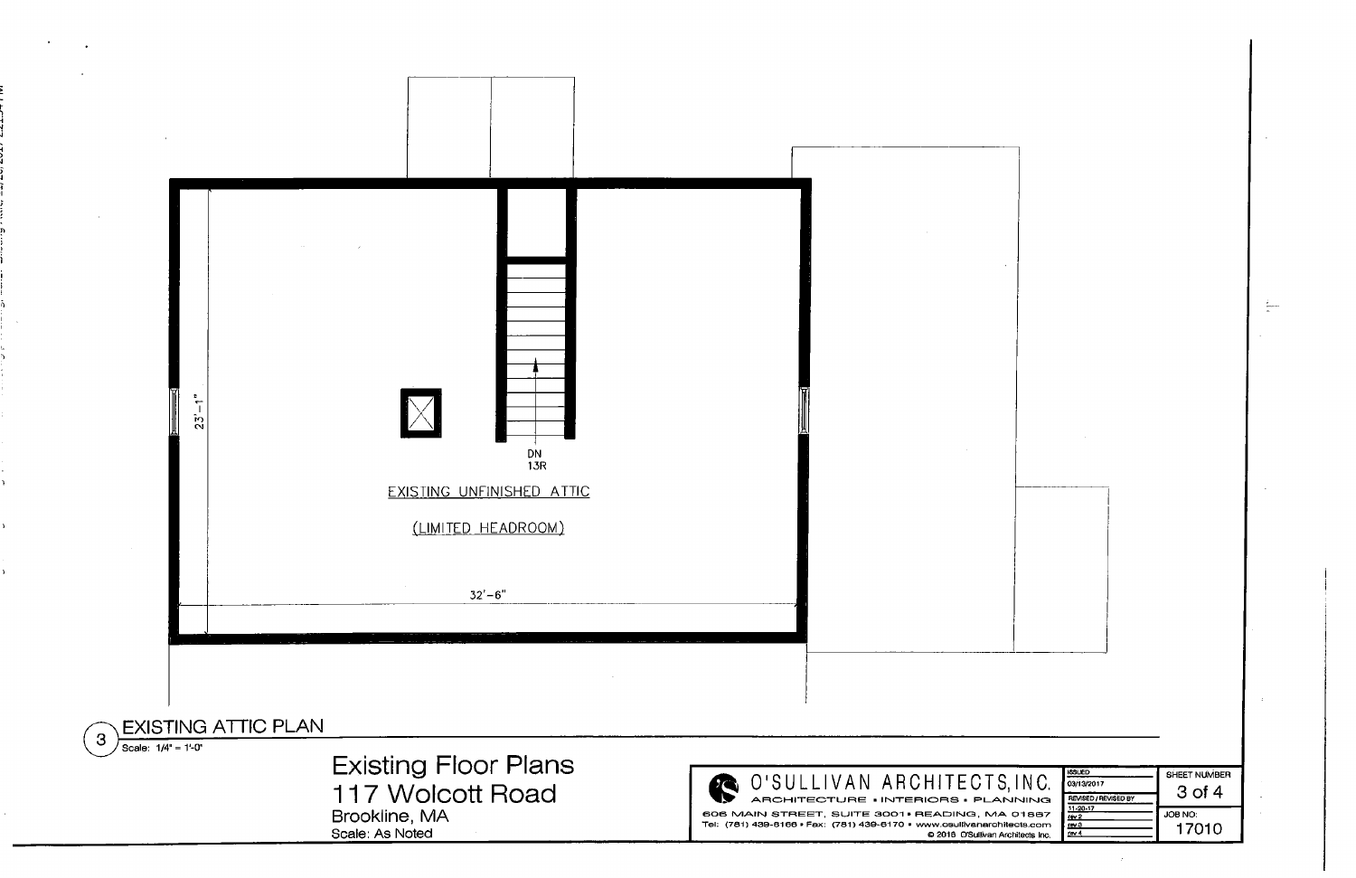23'-1"

DN
13R

EXISTING UNFINISHED ATTIC

(LIMITED HEADROOM)

32'-6"

## 3 EXISTING ATTIC PLAN

Scale: 1/4" = 1'-0"

# Existing Floor Plans

## 117 Wolcott Road

Brookline, MA

Scale: As Noted

O'SULLIVAN ARCHITECTS, INC.

ARCHITECTURE • INTERIORS • PLANNING

606 MAIN STREET, SUITE 3001 • READING, MA 01867

Tel: (781) 439-6166 • Fax: (781) 439-6170 • www.osullivanarchitects.com

© 2016 O'Sullivan Architects Inc.

| | |
|---|---|
| ISSUED | 03/13/2017 |
| REVISED / REVISED BY | 11-20-17 |
| rev 2 | |
| rev 3 | |
| rev 4 | |

SHEET NUMBER: 3 of 4

JOB NO: 17010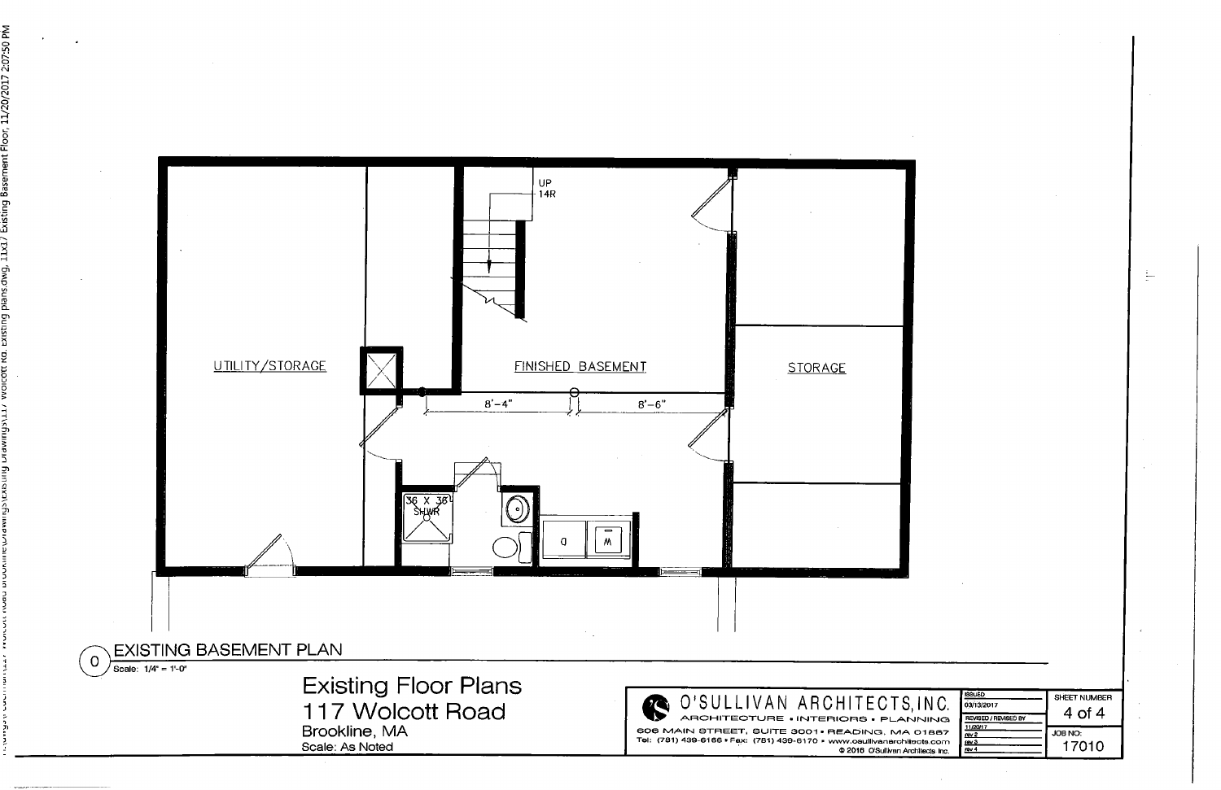UP
14R

UTILITY/STORAGE

FINISHED BASEMENT

STORAGE

8'-4"

8'-6"

36 X 36
SHWR

D

W

## EXISTING BASEMENT PLAN

Scale: 1/4" = 1'-0"

# Existing Floor Plans
# 117 Wolcott Road

Brookline, MA
Scale: As Noted

O'SULLIVAN ARCHITECTS, INC.
ARCHITECTURE • INTERIORS • PLANNING
606 MAIN STREET, SUITE 3001 • READING, MA 01867
Tel: (781) 439-6166 • Fax: (781) 439-6170 • www.osullivanarchitects.com
© 2016 O'Sullivan Architects Inc.

ISSUED
03/13/2017
REVISED / REVISED BY
11/20/17
rev 2
rev 3
rev 4

SHEET NUMBER
4 of 4

JOB NO:
17010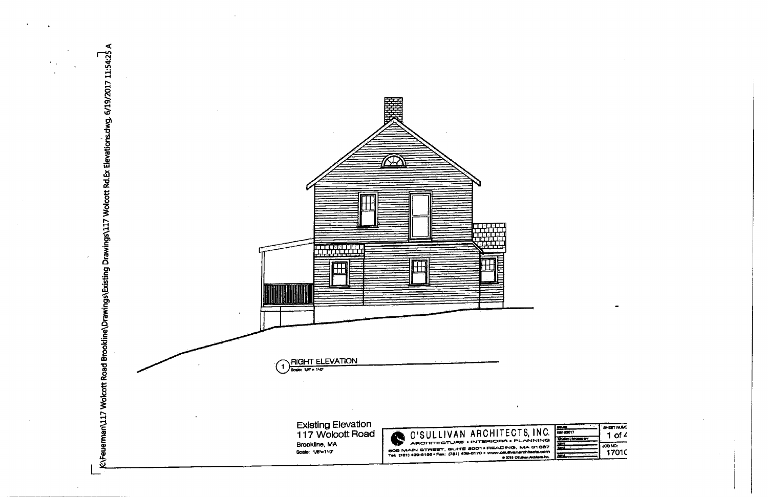K:\Feuerman\117 Wolcott Road Brookline\Drawings\Existing Drawings\117 Wolcott Rd.Ex Elevations.dwg, 6/19/2017 11:54:25 A

1 RIGHT ELEVATION
Scale: 1/8" = 1'-0"

Existing Elevation
117 Wolcott Road
Brookline, MA
Scale: 1/8"=1'-0"

O'SULLIVAN ARCHITECTS, INC.
ARCHITECTURE • INTERIORS • PLANNING
605 MAIN STREET, SUITE 3001 • READING, MA 01867
Tel: (781) 439-8166 • Fax: (781) 439-8170 • www.osullivanarchitects.com
© 2016 O'Sullivan Architects Inc.

ISSUED
06/19/2017
REVISED / REVISED BY
Rev 1
Rev 2
Rev 3
Rev 4

SHEET NUMBER
1 of 4
JOB NO:
1701C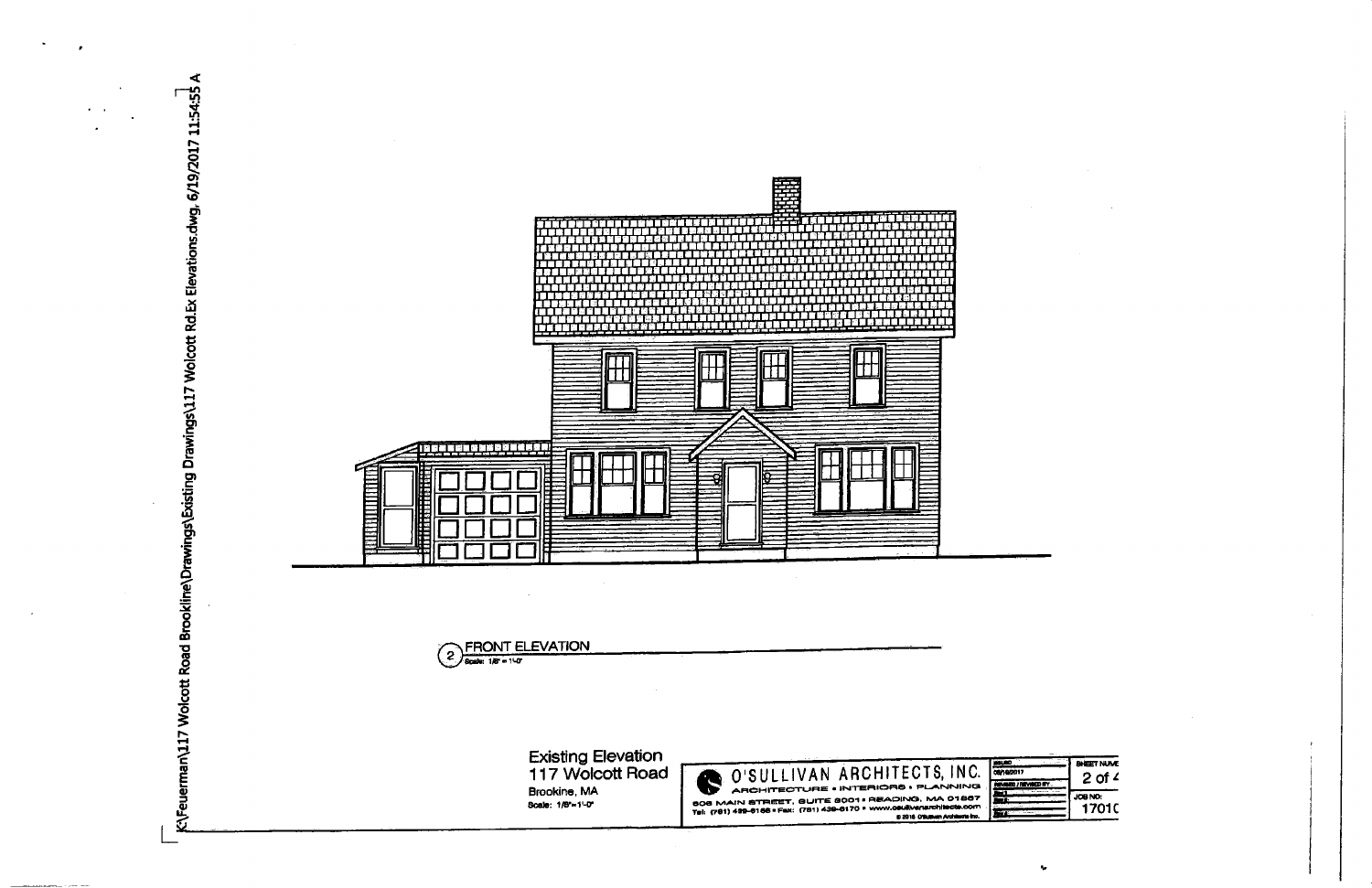K:\Feuerman\117 Wolcott Road Brookline\Drawings\Existing Drawings\117 Wolcott Rd.Ex Elevations.dwg, 6/19/2017 11:54:55 A

2 FRONT ELEVATION
Scale: 1/8" = 1'-0"

**Existing Elevation**
**117 Wolcott Road**
Brookine, MA
Scale: 1/8"=1'-0"

O'SULLIVAN ARCHITECTS, INC.
ARCHITECTURE • INTERIORS • PLANNING
606 MAIN STREET, SUITE 3001 • READING, MA 01867
Tel: (781) 439-6166 • Fax: (781) 439-6170 • www.osullivanarchitects.com
© 2016 O'Sullivan Architects Inc.

ISSUED: 06/19/2017
REVISED / REVISED BY:

SHEET NUMBER: 2 of 4
JOB NO: 1701C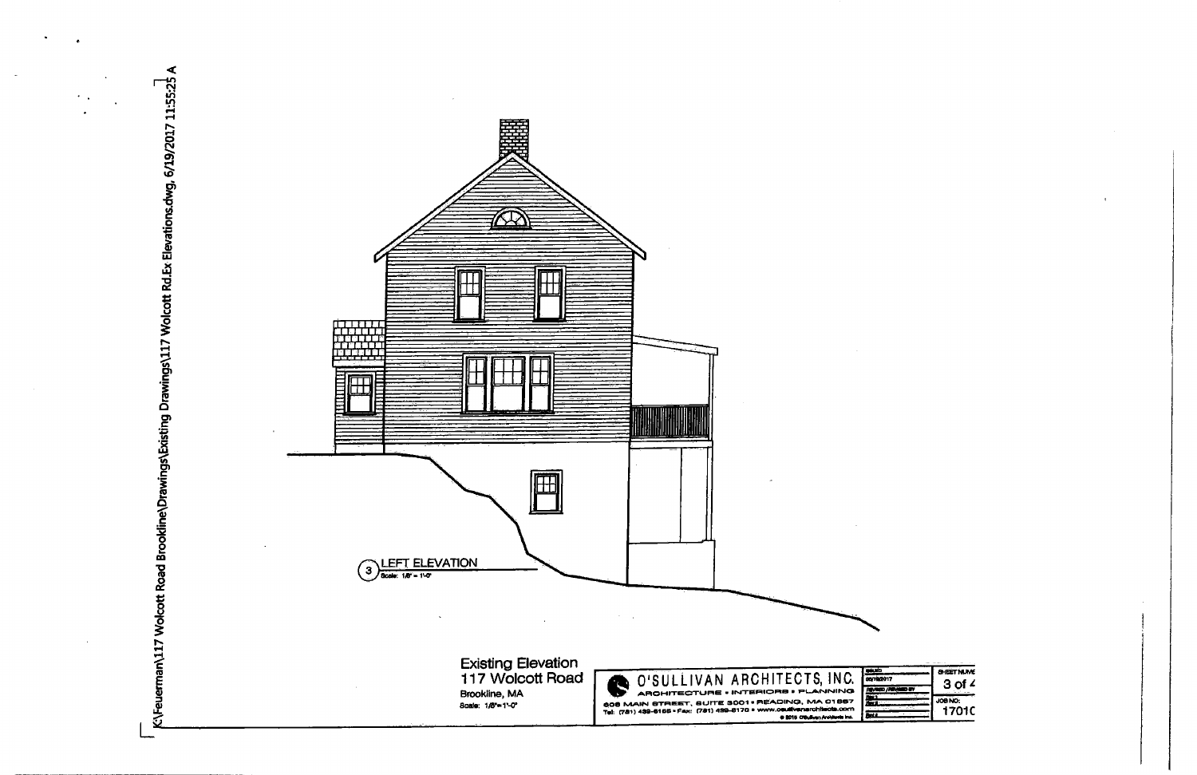K:\Feuerman\117 Wolcott Road Brookline\Drawings\Existing Drawings\117 Wolcott Rd.Ex Elevations.dwg, 6/19/2017 11:55:25 A

3 LEFT ELEVATION
Scale: 1/8" = 1'-0"

Existing Elevation
117 Wolcott Road
Brookline, MA
Scale: 1/8"= 1'-0"

O'SULLIVAN ARCHITECTS, INC.
ARCHITECTURE • INTERIORS • PLANNING
608 MAIN STREET, SUITE 3001 • READING, MA 01867
Tel: (781) 439-6166 • Fax: (781) 439-6170 • www.osullivanarchitects.com
© 2016 O'Sullivan Architects Inc.

ISSUED
06/19/2017
REVISED / REVISED BY

SHEET NUMBER
3 of 4
JOB NO:
1701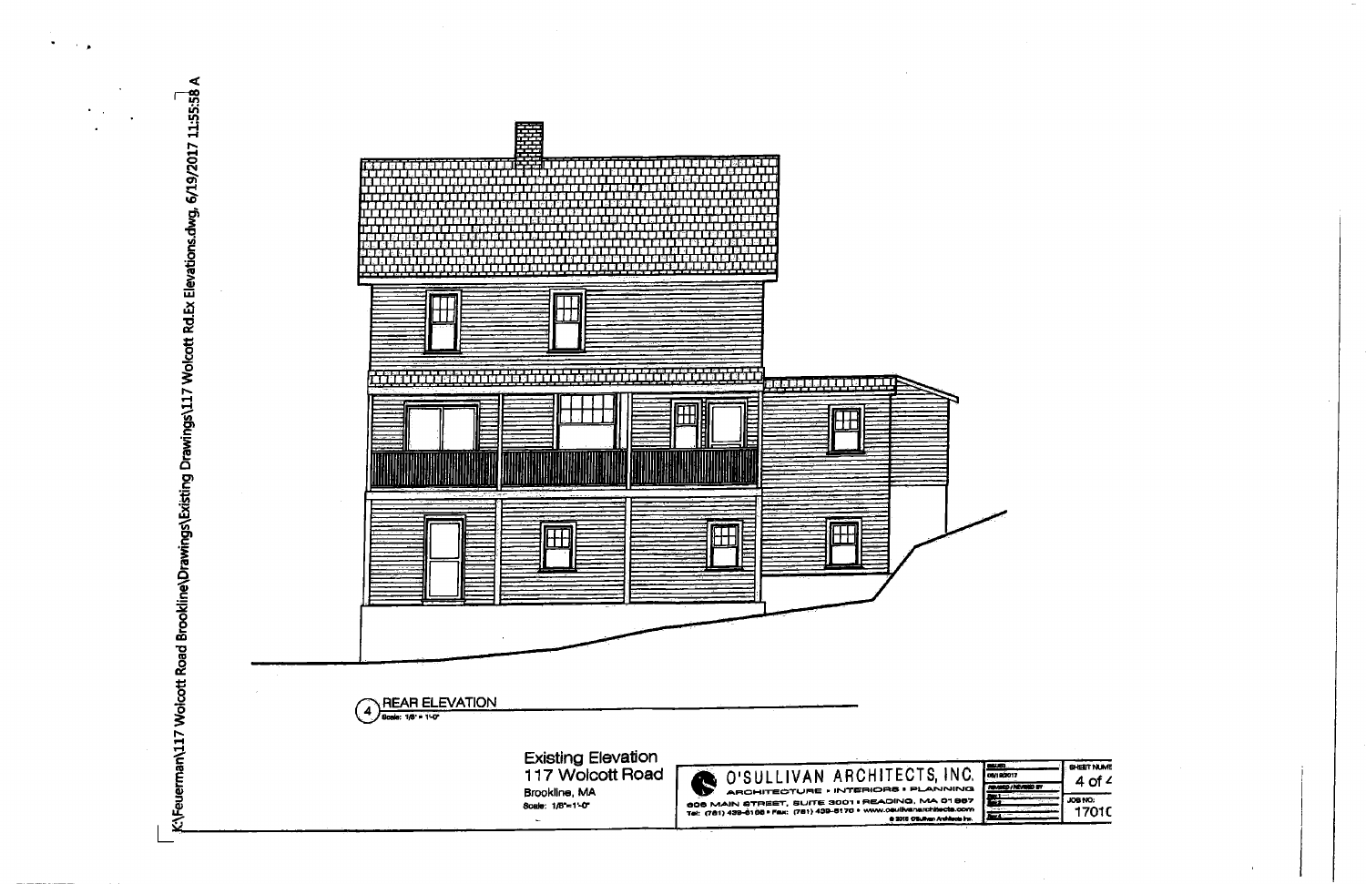K:\Feuerman\117 Wolcott Road Brookline\Drawings\Existing Drawings\117 Wolcott Rd.Ex Elevations.dwg, 6/19/2017 11:55:58 A

4 REAR ELEVATION
Scale: 1/8" = 1'-0"

Existing Elevation
117 Wolcott Road
Brookline, MA
Scale: 1/8"=1'-0"

O'SULLIVAN ARCHITECTS, INC.
ARCHITECTURE • INTERIORS • PLANNING
606 MAIN STREET, SUITE 3001 • READING, MA 01867
Tel: (781) 439-6166 • Fax: (781) 439-6170 • www.osullivanarchitects.com
© 2015 O'Sullivan Architects Inc.

ISSUED: 06/19/2017
REVISED / REVISED BY

SHEET NUMBER: 4 of 4
JOB NO: 1701C